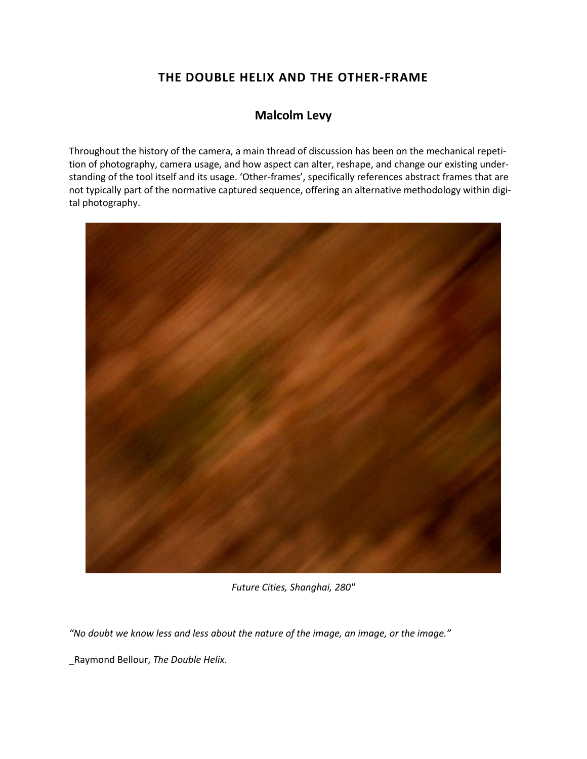# THE DOUBLE HELIX AND THE OTHER-FRAME

## Malcolm Levy

Throughout the history of the camera, a main thread of discussion has been on the mechanical repetition of photography, camera usage, and how aspect can alter, reshape, and change our existing understanding of the tool itself and its usage. 'Other-frames', specifically references abstract frames that are not typically part of the normative captured sequence, offering an alternative methodology within digital photography.

*Future Cities, Shanghai, 280"*

*"No doubt we know less and less about the nature of the image, an image, or the image."*

_Raymond Bellour, *The Double Helix*.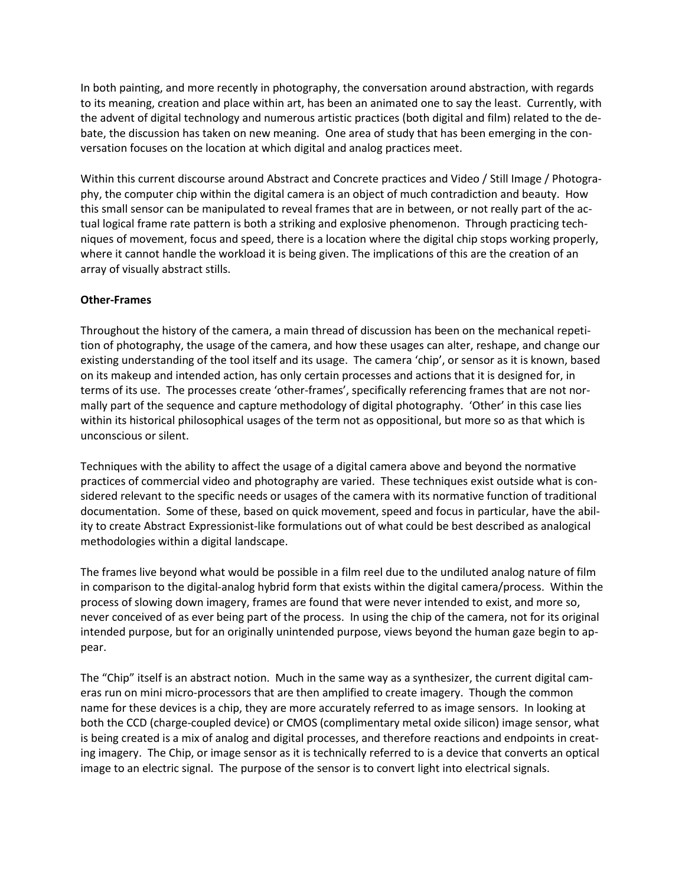In both painting, and more recently in photography, the conversation around abstraction, with regards to its meaning, creation and place within art, has been an animated one to say the least. Currently, with the advent of digital technology and numerous artistic practices (both digital and film) related to the debate, the discussion has taken on new meaning. One area of study that has been emerging in the conversation focuses on the location at which digital and analog practices meet.

Within this current discourse around Abstract and Concrete practices and Video / Still Image / Photography, the computer chip within the digital camera is an object of much contradiction and beauty. How this small sensor can be manipulated to reveal frames that are in between, or not really part of the actual logical frame rate pattern is both a striking and explosive phenomenon. Through practicing techniques of movement, focus and speed, there is a location where the digital chip stops working properly, where it cannot handle the workload it is being given. The implications of this are the creation of an array of visually abstract stills.

**Other-Frames**

Throughout the history of the camera, a main thread of discussion has been on the mechanical repetition of photography, the usage of the camera, and how these usages can alter, reshape, and change our existing understanding of the tool itself and its usage. The camera 'chip', or sensor as it is known, based on its makeup and intended action, has only certain processes and actions that it is designed for, in terms of its use. The processes create 'other-frames', specifically referencing frames that are not normally part of the sequence and capture methodology of digital photography. 'Other' in this case lies within its historical philosophical usages of the term not as oppositional, but more so as that which is unconscious or silent.

Techniques with the ability to affect the usage of a digital camera above and beyond the normative practices of commercial video and photography are varied. These techniques exist outside what is considered relevant to the specific needs or usages of the camera with its normative function of traditional documentation. Some of these, based on quick movement, speed and focus in particular, have the ability to create Abstract Expressionist-like formulations out of what could be best described as analogical methodologies within a digital landscape.

The frames live beyond what would be possible in a film reel due to the undiluted analog nature of film in comparison to the digital-analog hybrid form that exists within the digital camera/process. Within the process of slowing down imagery, frames are found that were never intended to exist, and more so, never conceived of as ever being part of the process. In using the chip of the camera, not for its original intended purpose, but for an originally unintended purpose, views beyond the human gaze begin to appear.

The "Chip" itself is an abstract notion. Much in the same way as a synthesizer, the current digital cameras run on mini micro-processors that are then amplified to create imagery. Though the common name for these devices is a chip, they are more accurately referred to as image sensors. In looking at both the CCD (charge-coupled device) or CMOS (complimentary metal oxide silicon) image sensor, what is being created is a mix of analog and digital processes, and therefore reactions and endpoints in creating imagery. The Chip, or image sensor as it is technically referred to is a device that converts an optical image to an electric signal. The purpose of the sensor is to convert light into electrical signals.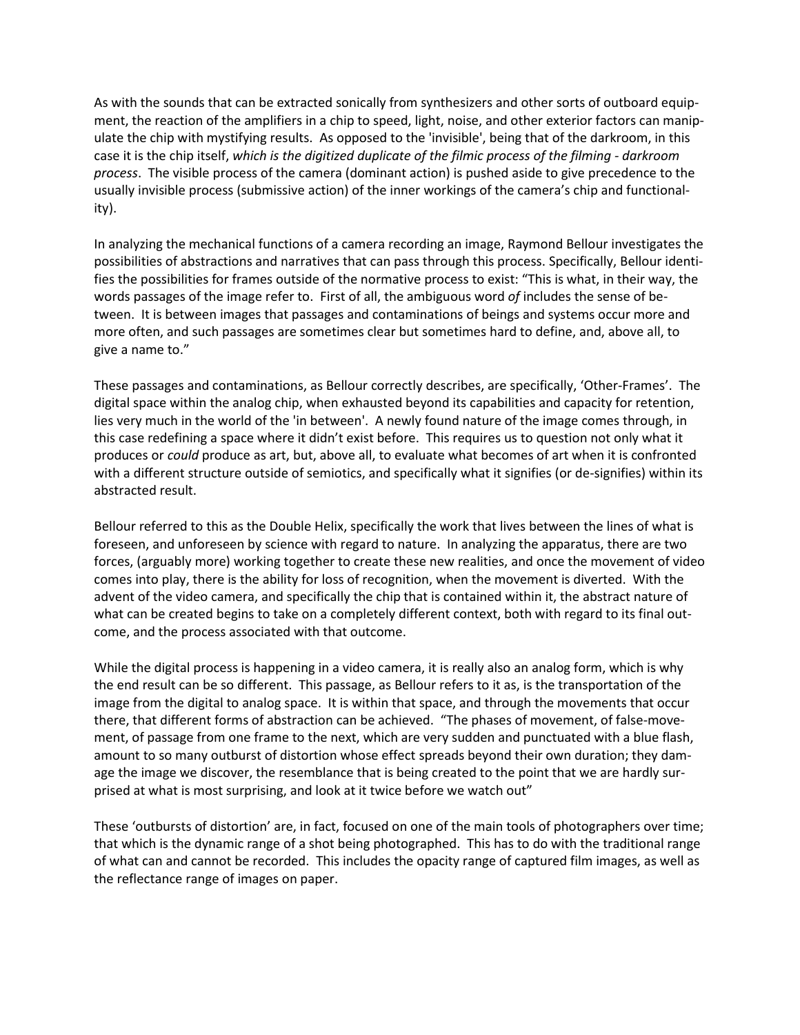As with the sounds that can be extracted sonically from synthesizers and other sorts of outboard equipment, the reaction of the amplifiers in a chip to speed, light, noise, and other exterior factors can manipulate the chip with mystifying results. As opposed to the 'invisible', being that of the darkroom, in this case it is the chip itself, *which is the digitized duplicate of the filmic process of the filming - darkroom process*. The visible process of the camera (dominant action) is pushed aside to give precedence to the usually invisible process (submissive action) of the inner workings of the camera's chip and functionality).

In analyzing the mechanical functions of a camera recording an image, Raymond Bellour investigates the possibilities of abstractions and narratives that can pass through this process. Specifically, Bellour identifies the possibilities for frames outside of the normative process to exist: "This is what, in their way, the words passages of the image refer to. First of all, the ambiguous word *of* includes the sense of between. It is between images that passages and contaminations of beings and systems occur more and more often, and such passages are sometimes clear but sometimes hard to define, and, above all, to give a name to."

These passages and contaminations, as Bellour correctly describes, are specifically, 'Other-Frames'. The digital space within the analog chip, when exhausted beyond its capabilities and capacity for retention, lies very much in the world of the 'in between'. A newly found nature of the image comes through, in this case redefining a space where it didn't exist before. This requires us to question not only what it produces or *could* produce as art, but, above all, to evaluate what becomes of art when it is confronted with a different structure outside of semiotics, and specifically what it signifies (or de-signifies) within its abstracted result.

Bellour referred to this as the Double Helix, specifically the work that lives between the lines of what is foreseen, and unforeseen by science with regard to nature. In analyzing the apparatus, there are two forces, (arguably more) working together to create these new realities, and once the movement of video comes into play, there is the ability for loss of recognition, when the movement is diverted. With the advent of the video camera, and specifically the chip that is contained within it, the abstract nature of what can be created begins to take on a completely different context, both with regard to its final outcome, and the process associated with that outcome.

While the digital process is happening in a video camera, it is really also an analog form, which is why the end result can be so different. This passage, as Bellour refers to it as, is the transportation of the image from the digital to analog space. It is within that space, and through the movements that occur there, that different forms of abstraction can be achieved. "The phases of movement, of false-movement, of passage from one frame to the next, which are very sudden and punctuated with a blue flash, amount to so many outburst of distortion whose effect spreads beyond their own duration; they damage the image we discover, the resemblance that is being created to the point that we are hardly surprised at what is most surprising, and look at it twice before we watch out"

These 'outbursts of distortion' are, in fact, focused on one of the main tools of photographers over time; that which is the dynamic range of a shot being photographed. This has to do with the traditional range of what can and cannot be recorded. This includes the opacity range of captured film images, as well as the reflectance range of images on paper.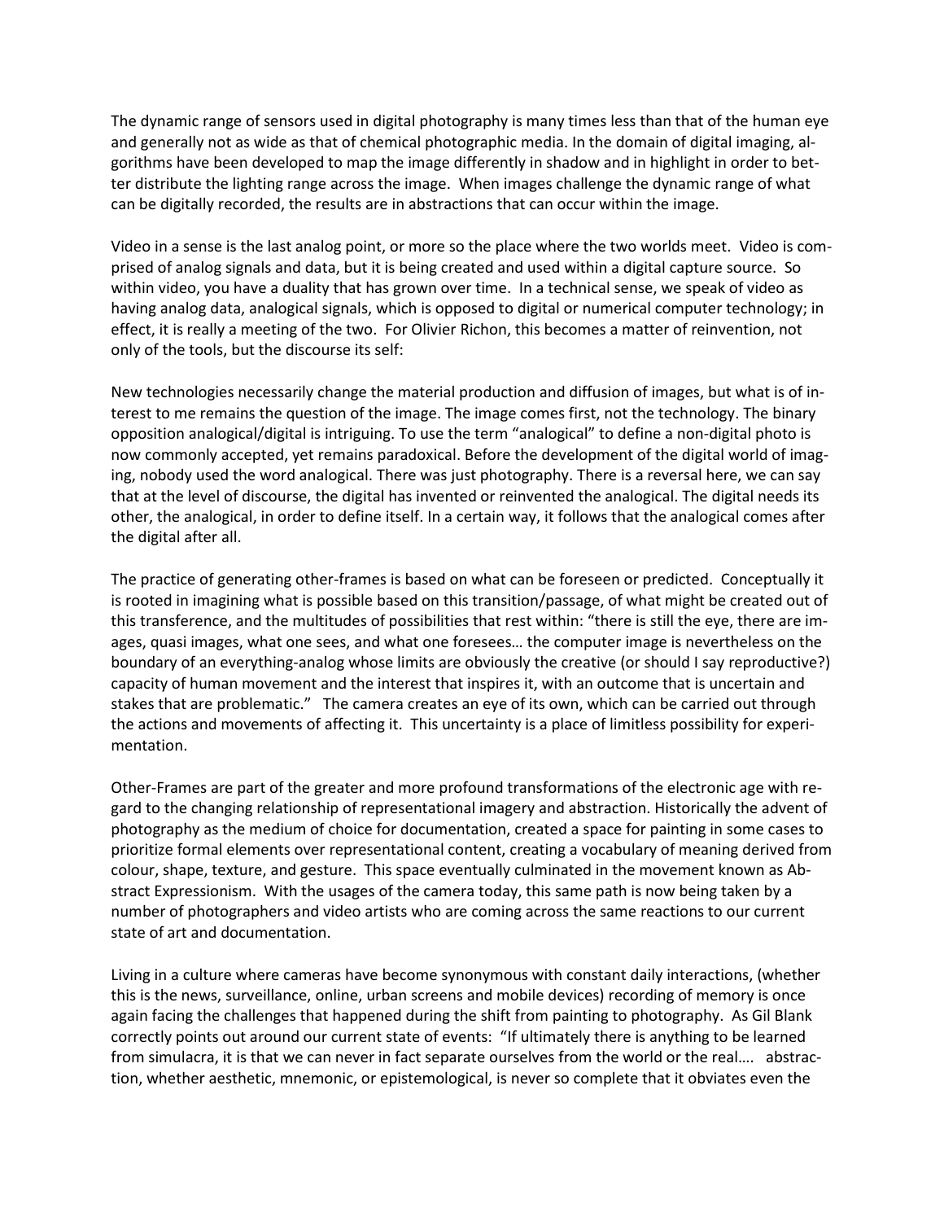The dynamic range of sensors used in digital photography is many times less than that of the human eye and generally not as wide as that of chemical photographic media. In the domain of digital imaging, algorithms have been developed to map the image differently in shadow and in highlight in order to better distribute the lighting range across the image. When images challenge the dynamic range of what can be digitally recorded, the results are in abstractions that can occur within the image.

Video in a sense is the last analog point, or more so the place where the two worlds meet. Video is comprised of analog signals and data, but it is being created and used within a digital capture source. So within video, you have a duality that has grown over time. In a technical sense, we speak of video as having analog data, analogical signals, which is opposed to digital or numerical computer technology; in effect, it is really a meeting of the two. For Olivier Richon, this becomes a matter of reinvention, not only of the tools, but the discourse its self:

New technologies necessarily change the material production and diffusion of images, but what is of interest to me remains the question of the image. The image comes first, not the technology. The binary opposition analogical/digital is intriguing. To use the term "analogical" to define a non-digital photo is now commonly accepted, yet remains paradoxical. Before the development of the digital world of imaging, nobody used the word analogical. There was just photography. There is a reversal here, we can say that at the level of discourse, the digital has invented or reinvented the analogical. The digital needs its other, the analogical, in order to define itself. In a certain way, it follows that the analogical comes after the digital after all.

The practice of generating other-frames is based on what can be foreseen or predicted. Conceptually it is rooted in imagining what is possible based on this transition/passage, of what might be created out of this transference, and the multitudes of possibilities that rest within: "there is still the eye, there are images, quasi images, what one sees, and what one foresees… the computer image is nevertheless on the boundary of an everything-analog whose limits are obviously the creative (or should I say reproductive?) capacity of human movement and the interest that inspires it, with an outcome that is uncertain and stakes that are problematic." The camera creates an eye of its own, which can be carried out through the actions and movements of affecting it. This uncertainty is a place of limitless possibility for experimentation.

Other-Frames are part of the greater and more profound transformations of the electronic age with regard to the changing relationship of representational imagery and abstraction. Historically the advent of photography as the medium of choice for documentation, created a space for painting in some cases to prioritize formal elements over representational content, creating a vocabulary of meaning derived from colour, shape, texture, and gesture. This space eventually culminated in the movement known as Abstract Expressionism. With the usages of the camera today, this same path is now being taken by a number of photographers and video artists who are coming across the same reactions to our current state of art and documentation.

Living in a culture where cameras have become synonymous with constant daily interactions, (whether this is the news, surveillance, online, urban screens and mobile devices) recording of memory is once again facing the challenges that happened during the shift from painting to photography. As Gil Blank correctly points out around our current state of events: "If ultimately there is anything to be learned from simulacra, it is that we can never in fact separate ourselves from the world or the real…. abstraction, whether aesthetic, mnemonic, or epistemological, is never so complete that it obviates even the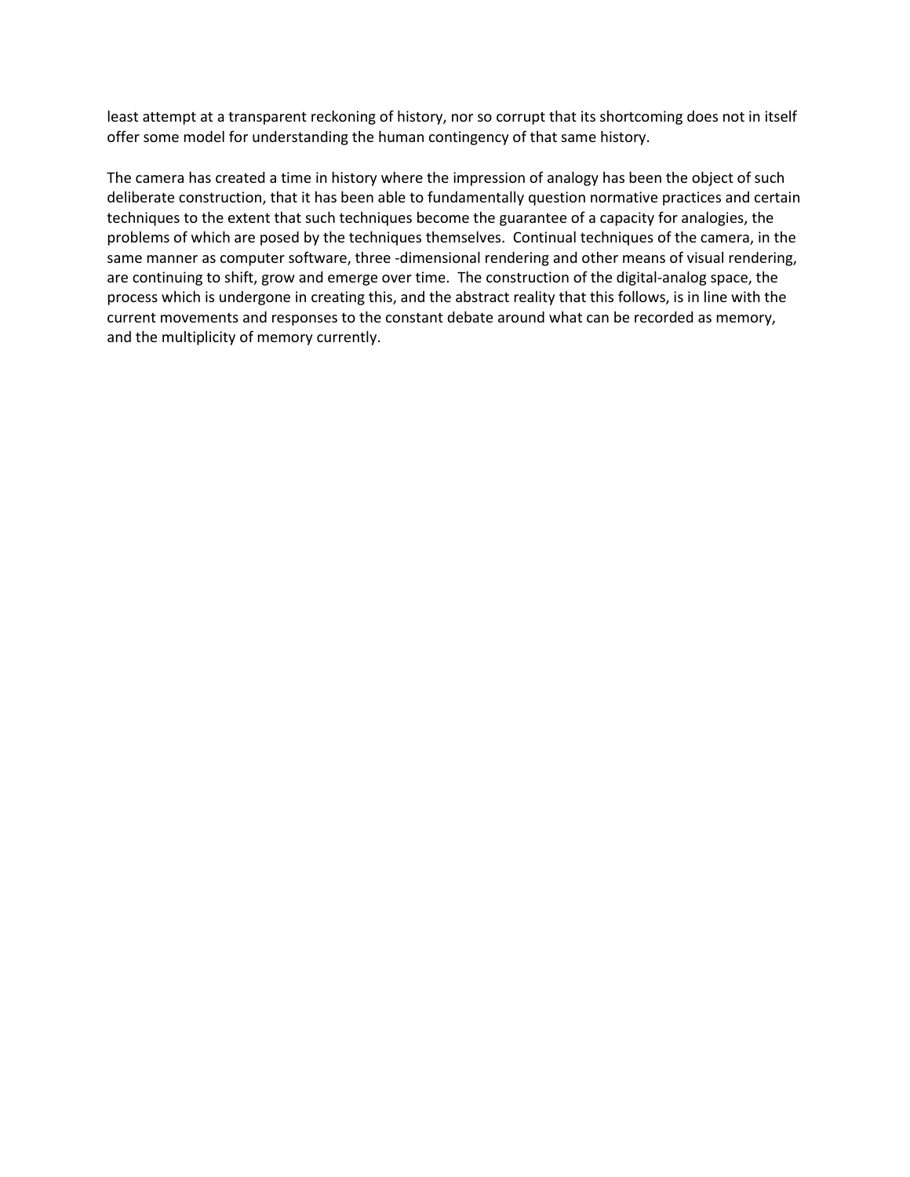least attempt at a transparent reckoning of history, nor so corrupt that its shortcoming does not in itself offer some model for understanding the human contingency of that same history.

The camera has created a time in history where the impression of analogy has been the object of such deliberate construction, that it has been able to fundamentally question normative practices and certain techniques to the extent that such techniques become the guarantee of a capacity for analogies, the problems of which are posed by the techniques themselves. Continual techniques of the camera, in the same manner as computer software, three -dimensional rendering and other means of visual rendering, are continuing to shift, grow and emerge over time. The construction of the digital-analog space, the process which is undergone in creating this, and the abstract reality that this follows, is in line with the current movements and responses to the constant debate around what can be recorded as memory, and the multiplicity of memory currently.